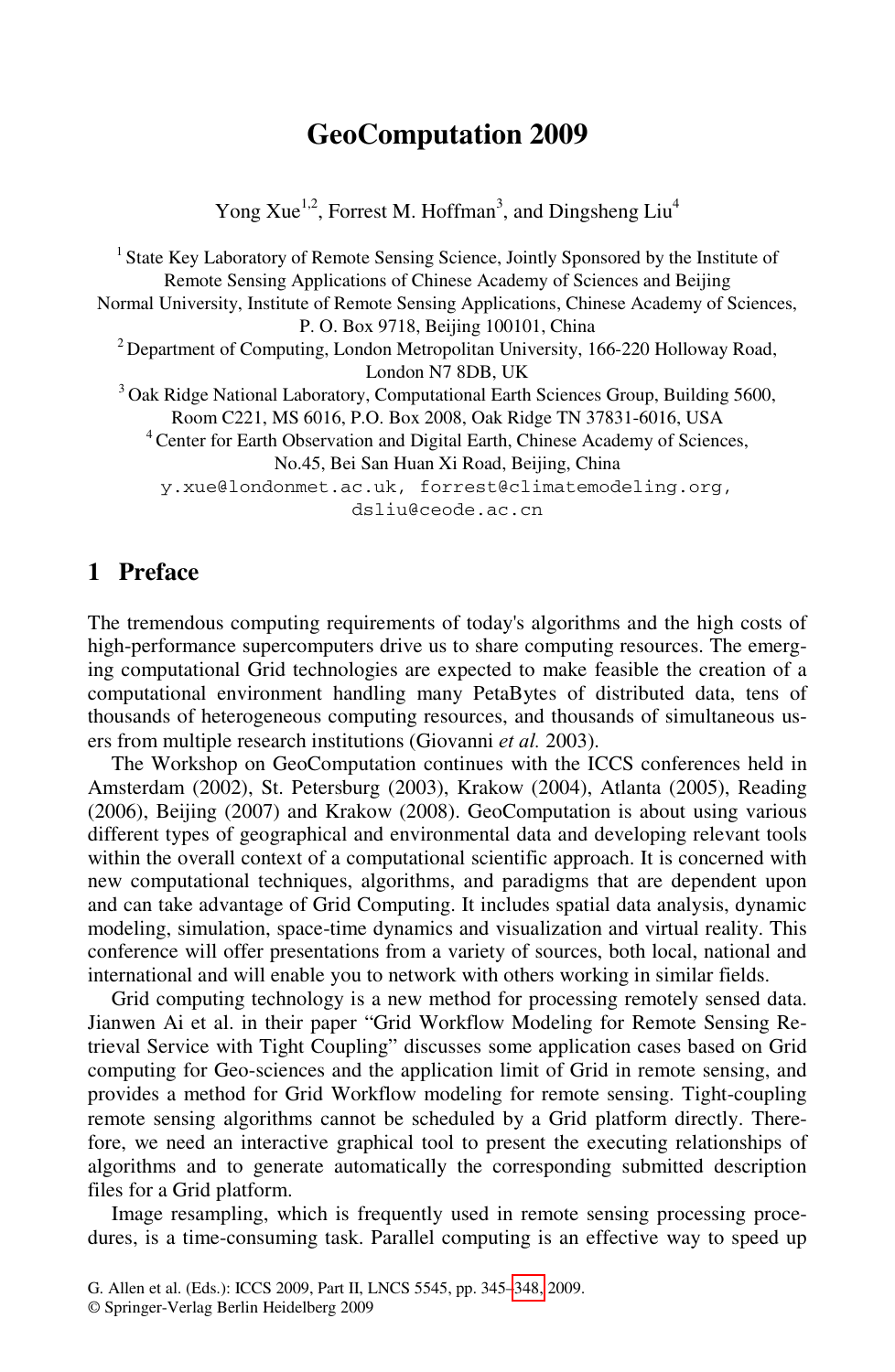# GeoComputation 2009

Yong Xue[1,2], Forrest M. Hoffman[3], and Dingsheng Liu[4]

[1] State Key Laboratory of Remote Sensing Science, Jointly Sponsored by the Institute of Remote Sensing Applications of Chinese Academy of Sciences and Beijing Normal University, Institute of Remote Sensing Applications, Chinese Academy of Sciences, P. O. Box 9718, Beijing 100101, China

[2] Department of Computing, London Metropolitan University, 166-220 Holloway Road, London N7 8DB, UK

[3] Oak Ridge National Laboratory, Computational Earth Sciences Group, Building 5600, Room C221, MS 6016, P.O. Box 2008, Oak Ridge TN 37831-6016, USA

[4] Center for Earth Observation and Digital Earth, Chinese Academy of Sciences, No.45, Bei San Huan Xi Road, Beijing, China

y.xue@londonmet.ac.uk, forrest@climatemodeling.org, dsliu@ceode.ac.cn

## 1 Preface

The tremendous computing requirements of today's algorithms and the high costs of high-performance supercomputers drive us to share computing resources. The emerging computational Grid technologies are expected to make feasible the creation of a computational environment handling many PetaBytes of distributed data, tens of thousands of heterogeneous computing resources, and thousands of simultaneous users from multiple research institutions (Giovanni *et al.* 2003).

The Workshop on GeoComputation continues with the ICCS conferences held in Amsterdam (2002), St. Petersburg (2003), Krakow (2004), Atlanta (2005), Reading (2006), Beijing (2007) and Krakow (2008). GeoComputation is about using various different types of geographical and environmental data and developing relevant tools within the overall context of a computational scientific approach. It is concerned with new computational techniques, algorithms, and paradigms that are dependent upon and can take advantage of Grid Computing. It includes spatial data analysis, dynamic modeling, simulation, space-time dynamics and visualization and virtual reality. This conference will offer presentations from a variety of sources, both local, national and international and will enable you to network with others working in similar fields.

Grid computing technology is a new method for processing remotely sensed data. Jianwen Ai et al. in their paper "Grid Workflow Modeling for Remote Sensing Retrieval Service with Tight Coupling" discusses some application cases based on Grid computing for Geo-sciences and the application limit of Grid in remote sensing, and provides a method for Grid Workflow modeling for remote sensing. Tight-coupling remote sensing algorithms cannot be scheduled by a Grid platform directly. Therefore, we need an interactive graphical tool to present the executing relationships of algorithms and to generate automatically the corresponding submitted description files for a Grid platform.

Image resampling, which is frequently used in remote sensing processing procedures, is a time-consuming task. Parallel computing is an effective way to speed up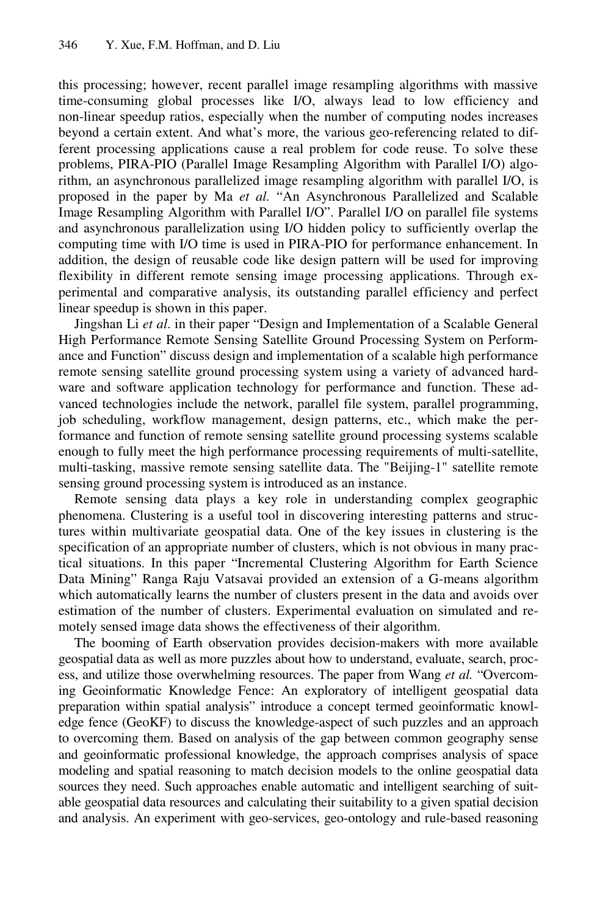this processing; however, recent parallel image resampling algorithms with massive time-consuming global processes like I/O, always lead to low efficiency and non-linear speedup ratios, especially when the number of computing nodes increases beyond a certain extent. And what's more, the various geo-referencing related to different processing applications cause a real problem for code reuse. To solve these problems, PIRA-PIO (Parallel Image Resampling Algorithm with Parallel I/O) algorithm, an asynchronous parallelized image resampling algorithm with parallel I/O, is proposed in the paper by Ma *et al.* "An Asynchronous Parallelized and Scalable Image Resampling Algorithm with Parallel I/O". Parallel I/O on parallel file systems and asynchronous parallelization using I/O hidden policy to sufficiently overlap the computing time with I/O time is used in PIRA-PIO for performance enhancement. In addition, the design of reusable code like design pattern will be used for improving flexibility in different remote sensing image processing applications. Through experimental and comparative analysis, its outstanding parallel efficiency and perfect linear speedup is shown in this paper.

Jingshan Li *et al*. in their paper "Design and Implementation of a Scalable General High Performance Remote Sensing Satellite Ground Processing System on Performance and Function" discuss design and implementation of a scalable high performance remote sensing satellite ground processing system using a variety of advanced hardware and software application technology for performance and function. These advanced technologies include the network, parallel file system, parallel programming, job scheduling, workflow management, design patterns, etc., which make the performance and function of remote sensing satellite ground processing systems scalable enough to fully meet the high performance processing requirements of multi-satellite, multi-tasking, massive remote sensing satellite data. The "Beijing-1" satellite remote sensing ground processing system is introduced as an instance.

Remote sensing data plays a key role in understanding complex geographic phenomena. Clustering is a useful tool in discovering interesting patterns and structures within multivariate geospatial data. One of the key issues in clustering is the specification of an appropriate number of clusters, which is not obvious in many practical situations. In this paper "Incremental Clustering Algorithm for Earth Science Data Mining" Ranga Raju Vatsavai provided an extension of a G-means algorithm which automatically learns the number of clusters present in the data and avoids over estimation of the number of clusters. Experimental evaluation on simulated and remotely sensed image data shows the effectiveness of their algorithm.

The booming of Earth observation provides decision-makers with more available geospatial data as well as more puzzles about how to understand, evaluate, search, process, and utilize those overwhelming resources. The paper from Wang *et al.* "Overcoming Geoinformatic Knowledge Fence: An exploratory of intelligent geospatial data preparation within spatial analysis" introduce a concept termed geoinformatic knowledge fence (GeoKF) to discuss the knowledge-aspect of such puzzles and an approach to overcoming them. Based on analysis of the gap between common geography sense and geoinformatic professional knowledge, the approach comprises analysis of space modeling and spatial reasoning to match decision models to the online geospatial data sources they need. Such approaches enable automatic and intelligent searching of suitable geospatial data resources and calculating their suitability to a given spatial decision and analysis. An experiment with geo-services, geo-ontology and rule-based reasoning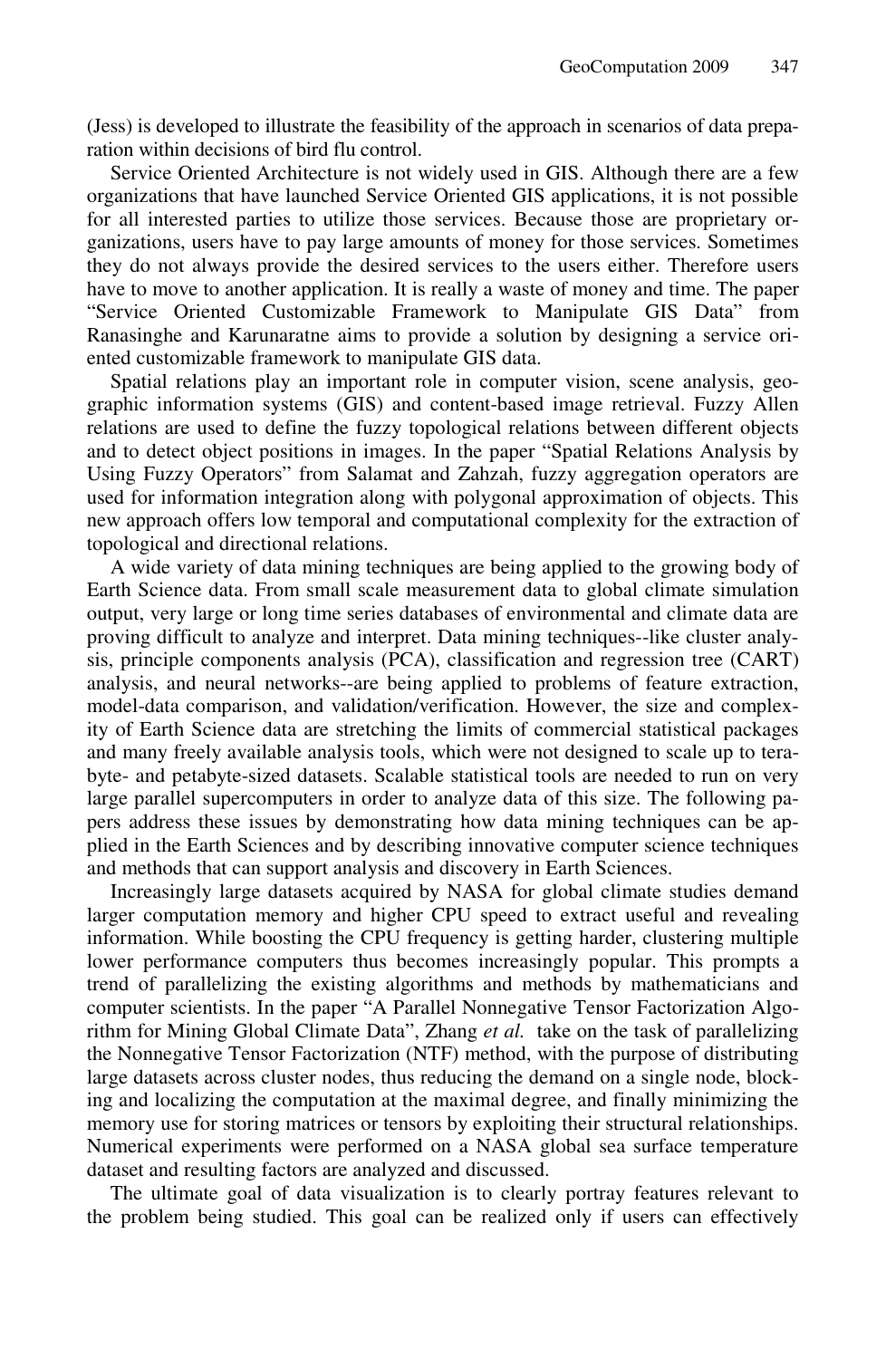(Jess) is developed to illustrate the feasibility of the approach in scenarios of data preparation within decisions of bird flu control.

Service Oriented Architecture is not widely used in GIS. Although there are a few organizations that have launched Service Oriented GIS applications, it is not possible for all interested parties to utilize those services. Because those are proprietary organizations, users have to pay large amounts of money for those services. Sometimes they do not always provide the desired services to the users either. Therefore users have to move to another application. It is really a waste of money and time. The paper "Service Oriented Customizable Framework to Manipulate GIS Data" from Ranasinghe and Karunaratne aims to provide a solution by designing a service oriented customizable framework to manipulate GIS data.

Spatial relations play an important role in computer vision, scene analysis, geographic information systems (GIS) and content-based image retrieval. Fuzzy Allen relations are used to define the fuzzy topological relations between different objects and to detect object positions in images. In the paper "Spatial Relations Analysis by Using Fuzzy Operators" from Salamat and Zahzah, fuzzy aggregation operators are used for information integration along with polygonal approximation of objects. This new approach offers low temporal and computational complexity for the extraction of topological and directional relations.

A wide variety of data mining techniques are being applied to the growing body of Earth Science data. From small scale measurement data to global climate simulation output, very large or long time series databases of environmental and climate data are proving difficult to analyze and interpret. Data mining techniques--like cluster analysis, principle components analysis (PCA), classification and regression tree (CART) analysis, and neural networks--are being applied to problems of feature extraction, model-data comparison, and validation/verification. However, the size and complexity of Earth Science data are stretching the limits of commercial statistical packages and many freely available analysis tools, which were not designed to scale up to terabyte- and petabyte-sized datasets. Scalable statistical tools are needed to run on very large parallel supercomputers in order to analyze data of this size. The following papers address these issues by demonstrating how data mining techniques can be applied in the Earth Sciences and by describing innovative computer science techniques and methods that can support analysis and discovery in Earth Sciences.

Increasingly large datasets acquired by NASA for global climate studies demand larger computation memory and higher CPU speed to extract useful and revealing information. While boosting the CPU frequency is getting harder, clustering multiple lower performance computers thus becomes increasingly popular. This prompts a trend of parallelizing the existing algorithms and methods by mathematicians and computer scientists. In the paper "A Parallel Nonnegative Tensor Factorization Algorithm for Mining Global Climate Data", Zhang *et al.* take on the task of parallelizing the Nonnegative Tensor Factorization (NTF) method, with the purpose of distributing large datasets across cluster nodes, thus reducing the demand on a single node, blocking and localizing the computation at the maximal degree, and finally minimizing the memory use for storing matrices or tensors by exploiting their structural relationships. Numerical experiments were performed on a NASA global sea surface temperature dataset and resulting factors are analyzed and discussed.

The ultimate goal of data visualization is to clearly portray features relevant to the problem being studied. This goal can be realized only if users can effectively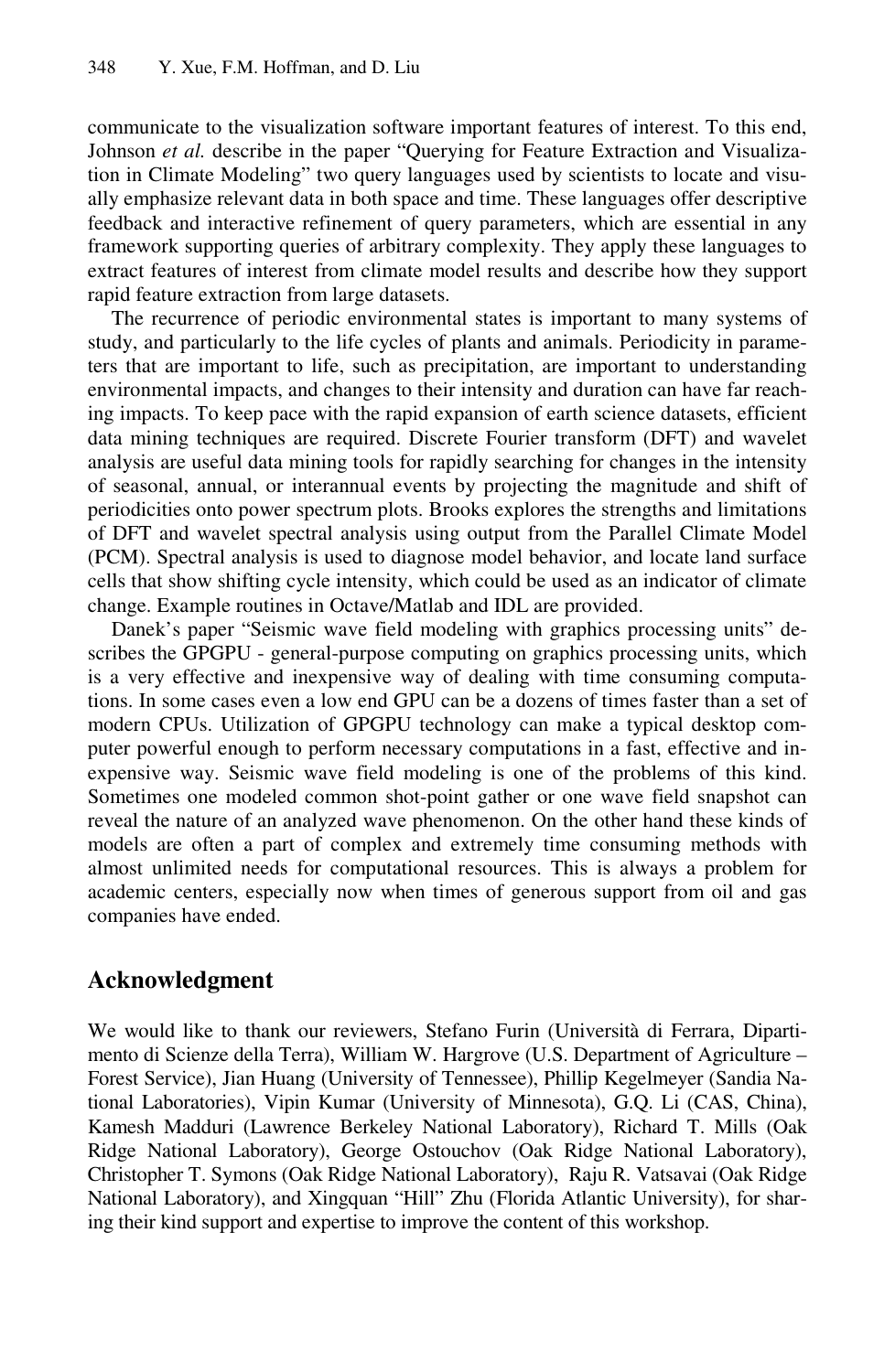communicate to the visualization software important features of interest. To this end, Johnson *et al.* describe in the paper "Querying for Feature Extraction and Visualization in Climate Modeling" two query languages used by scientists to locate and visually emphasize relevant data in both space and time. These languages offer descriptive feedback and interactive refinement of query parameters, which are essential in any framework supporting queries of arbitrary complexity. They apply these languages to extract features of interest from climate model results and describe how they support rapid feature extraction from large datasets.

The recurrence of periodic environmental states is important to many systems of study, and particularly to the life cycles of plants and animals. Periodicity in parameters that are important to life, such as precipitation, are important to understanding environmental impacts, and changes to their intensity and duration can have far reaching impacts. To keep pace with the rapid expansion of earth science datasets, efficient data mining techniques are required. Discrete Fourier transform (DFT) and wavelet analysis are useful data mining tools for rapidly searching for changes in the intensity of seasonal, annual, or interannual events by projecting the magnitude and shift of periodicities onto power spectrum plots. Brooks explores the strengths and limitations of DFT and wavelet spectral analysis using output from the Parallel Climate Model (PCM). Spectral analysis is used to diagnose model behavior, and locate land surface cells that show shifting cycle intensity, which could be used as an indicator of climate change. Example routines in Octave/Matlab and IDL are provided.

Danek's paper "Seismic wave field modeling with graphics processing units" describes the GPGPU - general-purpose computing on graphics processing units, which is a very effective and inexpensive way of dealing with time consuming computations. In some cases even a low end GPU can be a dozens of times faster than a set of modern CPUs. Utilization of GPGPU technology can make a typical desktop computer powerful enough to perform necessary computations in a fast, effective and inexpensive way. Seismic wave field modeling is one of the problems of this kind. Sometimes one modeled common shot-point gather or one wave field snapshot can reveal the nature of an analyzed wave phenomenon. On the other hand these kinds of models are often a part of complex and extremely time consuming methods with almost unlimited needs for computational resources. This is always a problem for academic centers, especially now when times of generous support from oil and gas companies have ended.

## Acknowledgment

We would like to thank our reviewers, Stefano Furin (Università di Ferrara, Dipartimento di Scienze della Terra), William W. Hargrove (U.S. Department of Agriculture – Forest Service), Jian Huang (University of Tennessee), Phillip Kegelmeyer (Sandia National Laboratories), Vipin Kumar (University of Minnesota), G.Q. Li (CAS, China), Kamesh Madduri (Lawrence Berkeley National Laboratory), Richard T. Mills (Oak Ridge National Laboratory), George Ostouchov (Oak Ridge National Laboratory), Christopher T. Symons (Oak Ridge National Laboratory), Raju R. Vatsavai (Oak Ridge National Laboratory), and Xingquan "Hill" Zhu (Florida Atlantic University), for sharing their kind support and expertise to improve the content of this workshop.